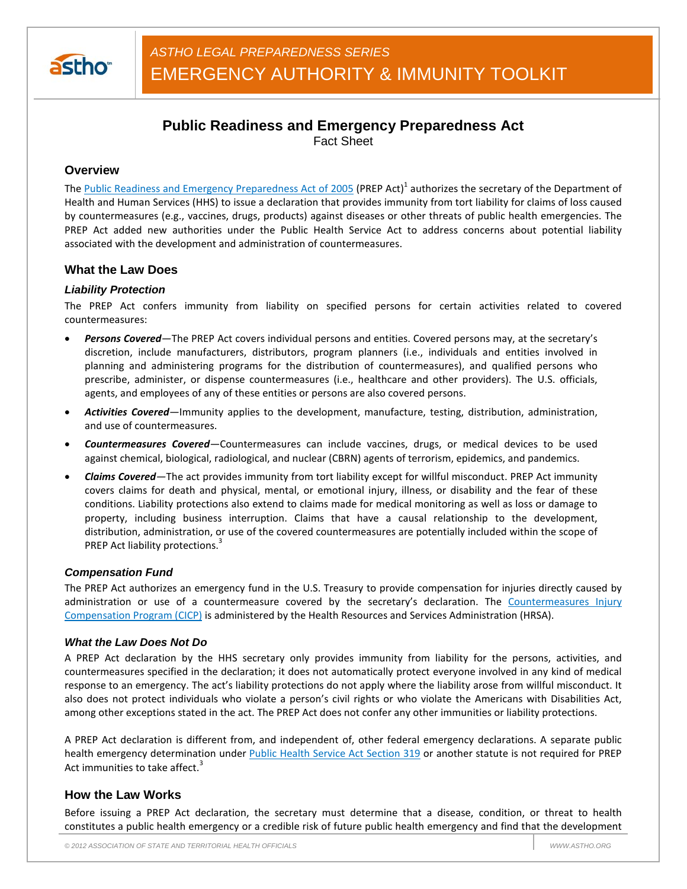ASTHO LEGAL PREPAREDNESS SERIES

EMERGENCY AUTHORITY & IMMUNITY TOOLKIT

# Public Readiness and Emergency Preparedness Act

Fact Sheet

## Overview

The Public Readiness and Emergency Preparedness Act of 2005 (PREP Act)[1] authorizes the secretary of the Department of Health and Human Services (HHS) to issue a declaration that provides immunity from tort liability for claims of loss caused by countermeasures (e.g., vaccines, drugs, products) against diseases or other threats of public health emergencies. The PREP Act added new authorities under the Public Health Service Act to address concerns about potential liability associated with the development and administration of countermeasures.

## What the Law Does

### Liability Protection

The PREP Act confers immunity from liability on specified persons for certain activities related to covered countermeasures:

- ***Persons Covered***—The PREP Act covers individual persons and entities. Covered persons may, at the secretary's discretion, include manufacturers, distributors, program planners (i.e., individuals and entities involved in planning and administering programs for the distribution of countermeasures), and qualified persons who prescribe, administer, or dispense countermeasures (i.e., healthcare and other providers). The U.S. officials, agents, and employees of any of these entities or persons are also covered persons.
- ***Activities Covered***—Immunity applies to the development, manufacture, testing, distribution, administration, and use of countermeasures.
- ***Countermeasures Covered***—Countermeasures can include vaccines, drugs, or medical devices to be used against chemical, biological, radiological, and nuclear (CBRN) agents of terrorism, epidemics, and pandemics.
- ***Claims Covered***—The act provides immunity from tort liability except for willful misconduct. PREP Act immunity covers claims for death and physical, mental, or emotional injury, illness, or disability and the fear of these conditions. Liability protections also extend to claims made for medical monitoring as well as loss or damage to property, including business interruption. Claims that have a causal relationship to the development, distribution, administration, or use of the covered countermeasures are potentially included within the scope of PREP Act liability protections.[3]

### Compensation Fund

The PREP Act authorizes an emergency fund in the U.S. Treasury to provide compensation for injuries directly caused by administration or use of a countermeasure covered by the secretary's declaration. The Countermeasures Injury Compensation Program (CICP) is administered by the Health Resources and Services Administration (HRSA).

### What the Law Does Not Do

A PREP Act declaration by the HHS secretary only provides immunity from liability for the persons, activities, and countermeasures specified in the declaration; it does not automatically protect everyone involved in any kind of medical response to an emergency. The act's liability protections do not apply where the liability arose from willful misconduct. It also does not protect individuals who violate a person's civil rights or who violate the Americans with Disabilities Act, among other exceptions stated in the act. The PREP Act does not confer any other immunities or liability protections.

A PREP Act declaration is different from, and independent of, other federal emergency declarations. A separate public health emergency determination under Public Health Service Act Section 319 or another statute is not required for PREP Act immunities to take affect.[3]

## How the Law Works

Before issuing a PREP Act declaration, the secretary must determine that a disease, condition, or threat to health constitutes a public health emergency or a credible risk of future public health emergency and find that the development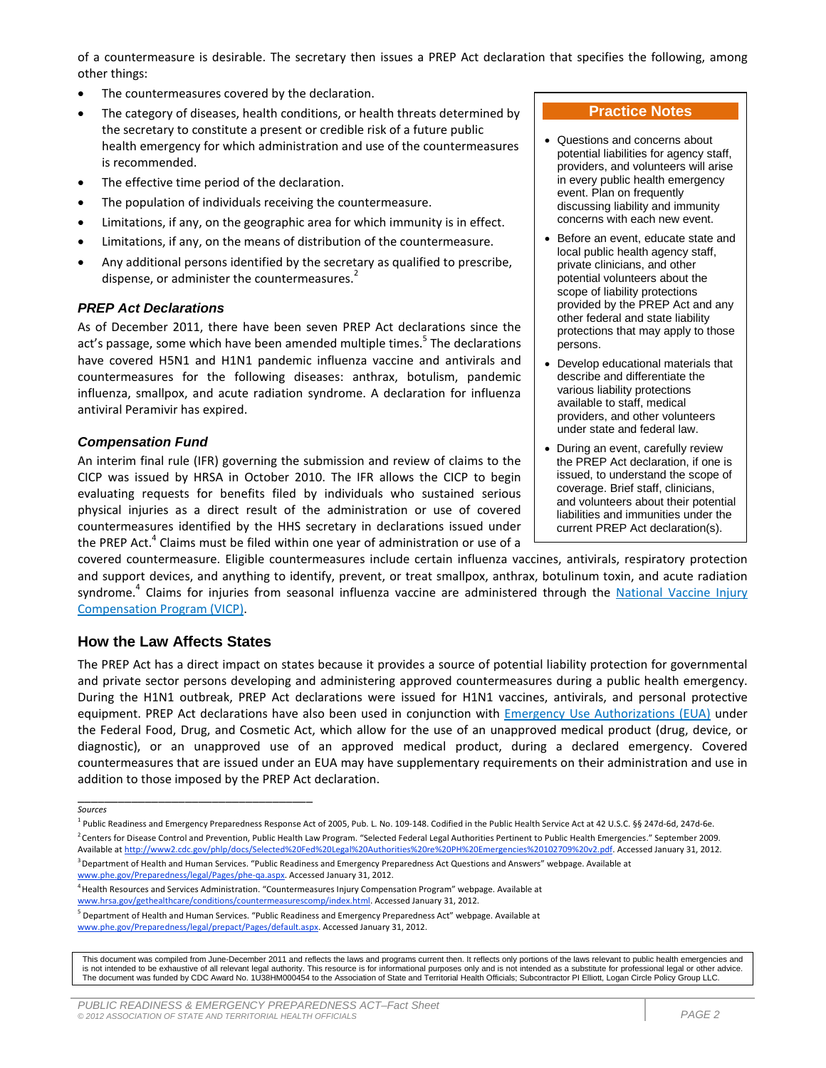of a countermeasure is desirable. The secretary then issues a PREP Act declaration that specifies the following, among other things:

- The countermeasures covered by the declaration.
- The category of diseases, health conditions, or health threats determined by the secretary to constitute a present or credible risk of a future public health emergency for which administration and use of the countermeasures is recommended.
- The effective time period of the declaration.
- The population of individuals receiving the countermeasure.
- Limitations, if any, on the geographic area for which immunity is in effect.
- Limitations, if any, on the means of distribution of the countermeasure.
- Any additional persons identified by the secretary as qualified to prescribe, dispense, or administer the countermeasures.[2]

### *PREP Act Declarations*

As of December 2011, there have been seven PREP Act declarations since the act's passage, some which have been amended multiple times.[5] The declarations have covered H5N1 and H1N1 pandemic influenza vaccine and antivirals and countermeasures for the following diseases: anthrax, botulism, pandemic influenza, smallpox, and acute radiation syndrome. A declaration for influenza antiviral Peramivir has expired.

### *Compensation Fund*

An interim final rule (IFR) governing the submission and review of claims to the CICP was issued by HRSA in October 2010. The IFR allows the CICP to begin evaluating requests for benefits filed by individuals who sustained serious physical injuries as a direct result of the administration or use of covered countermeasures identified by the HHS secretary in declarations issued under the PREP Act.[4] Claims must be filed within one year of administration or use of a covered countermeasure. Eligible countermeasures include certain influenza vaccines, antivirals, respiratory protection and support devices, and anything to identify, prevent, or treat smallpox, anthrax, botulinum toxin, and acute radiation syndrome.[4] Claims for injuries from seasonal influenza vaccine are administered through the National Vaccine Injury Compensation Program (VICP).

**Practice Notes**

- Questions and concerns about potential liabilities for agency staff, providers, and volunteers will arise in every public health emergency event. Plan on frequently discussing liability and immunity concerns with each new event.
- Before an event, educate state and local public health agency staff, private clinicians, and other potential volunteers about the scope of liability protections provided by the PREP Act and any other federal and state liability protections that may apply to those persons.
- Develop educational materials that describe and differentiate the various liability protections available to staff, medical providers, and other volunteers under state and federal law.
- During an event, carefully review the PREP Act declaration, if one is issued, to understand the scope of coverage. Brief staff, clinicians, and volunteers about their potential liabilities and immunities under the current PREP Act declaration(s).

## How the Law Affects States

The PREP Act has a direct impact on states because it provides a source of potential liability protection for governmental and private sector persons developing and administering approved countermeasures during a public health emergency. During the H1N1 outbreak, PREP Act declarations were issued for H1N1 vaccines, antivirals, and personal protective equipment. PREP Act declarations have also been used in conjunction with Emergency Use Authorizations (EUA) under the Federal Food, Drug, and Cosmetic Act, which allow for the use of an unapproved medical product (drug, device, or diagnostic), or an unapproved use of an approved medical product, during a declared emergency. Covered countermeasures that are issued under an EUA may have supplementary requirements on their administration and use in addition to those imposed by the PREP Act declaration.

---

*Sources*

[1] Public Readiness and Emergency Preparedness Response Act of 2005, Pub. L. No. 109-148. Codified in the Public Health Service Act at 42 U.S.C. §§ 247d-6d, 247d-6e.

[2] Centers for Disease Control and Prevention, Public Health Law Program. "Selected Federal Legal Authorities Pertinent to Public Health Emergencies." September 2009. Available at http://www2.cdc.gov/phlp/docs/Selected%20Fed%20Legal%20Authorities%20re%20PH%20Emergencies%20102709%20v2.pdf. Accessed January 31, 2012.

[3] Department of Health and Human Services. "Public Readiness and Emergency Preparedness Act Questions and Answers" webpage. Available at www.phe.gov/Preparedness/legal/Pages/phe-qa.aspx. Accessed January 31, 2012.

[4] Health Resources and Services Administration. "Countermeasures Injury Compensation Program" webpage. Available at www.hrsa.gov/gethealthcare/conditions/countermeasurescomp/index.html. Accessed January 31, 2012.

[5] Department of Health and Human Services. "Public Readiness and Emergency Preparedness Act" webpage. Available at www.phe.gov/Preparedness/legal/prepact/Pages/default.aspx. Accessed January 31, 2012.

This document was compiled from June-December 2011 and reflects the laws and programs current then. It reflects only portions of the laws relevant to public health emergencies and is not intended to be exhaustive of all relevant legal authority. This resource is for informational purposes only and is not intended as a substitute for professional legal or other advice. The document was funded by CDC Award No. 1U38HM000454 to the Association of State and Territorial Health Officials; Subcontractor PI Elliott, Logan Circle Policy Group LLC.